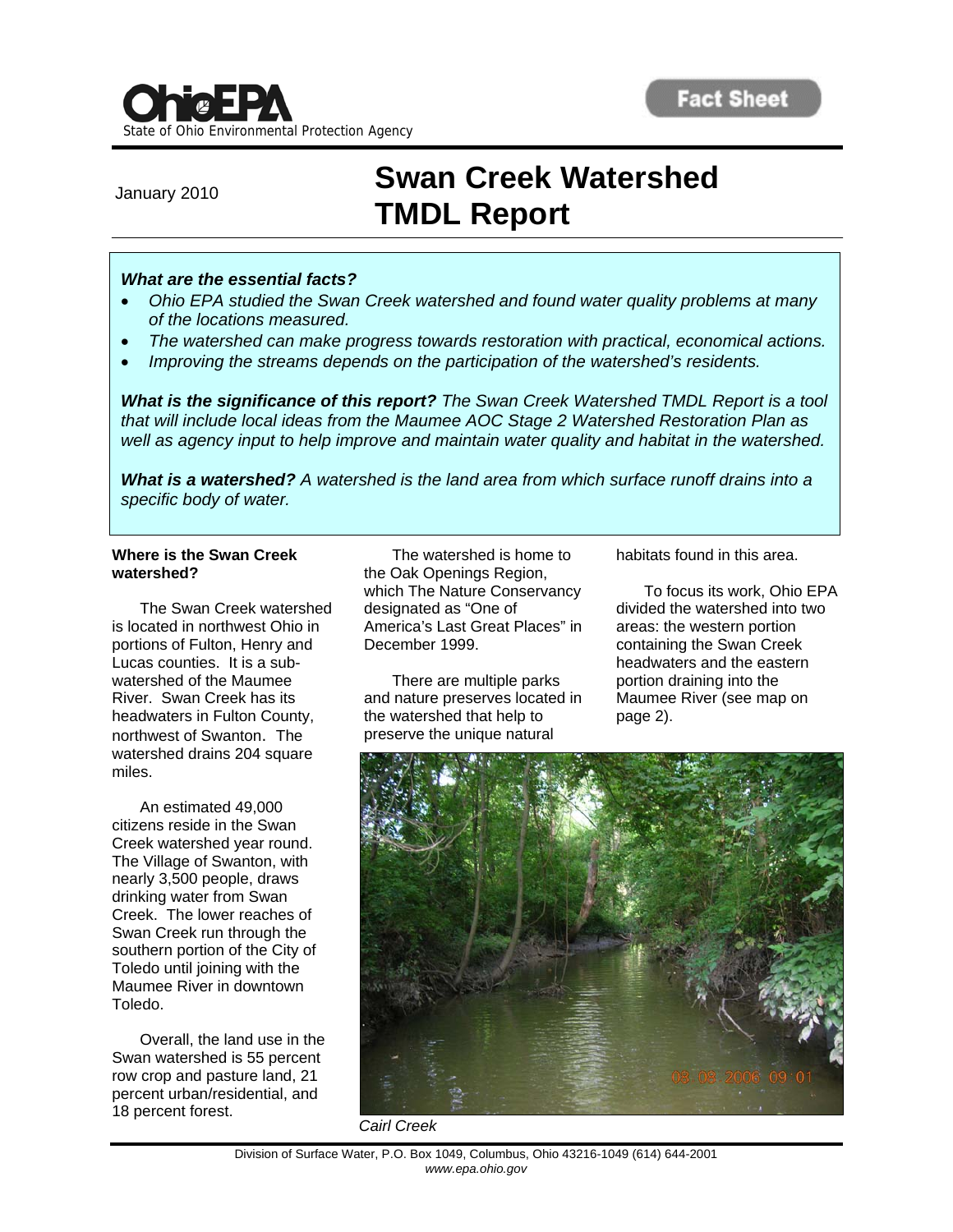State of Ohio Environmental Protection Agency

**Fact Sheet**

January 2010

# Swan Creek Watershed TMDL Report

***What are the essential facts?***

- *Ohio EPA studied the Swan Creek watershed and found water quality problems at many of the locations measured.*
- *The watershed can make progress towards restoration with practical, economical actions.*
- *Improving the streams depends on the participation of the watershed's residents.*

***What is the significance of this report?*** *The Swan Creek Watershed TMDL Report is a tool that will include local ideas from the Maumee AOC Stage 2 Watershed Restoration Plan as well as agency input to help improve and maintain water quality and habitat in the watershed.*

***What is a watershed?*** *A watershed is the land area from which surface runoff drains into a specific body of water.*

**Where is the Swan Creek watershed?**

The Swan Creek watershed is located in northwest Ohio in portions of Fulton, Henry and Lucas counties. It is a sub-watershed of the Maumee River. Swan Creek has its headwaters in Fulton County, northwest of Swanton. The watershed drains 204 square miles.

An estimated 49,000 citizens reside in the Swan Creek watershed year round. The Village of Swanton, with nearly 3,500 people, draws drinking water from Swan Creek. The lower reaches of Swan Creek run through the southern portion of the City of Toledo until joining with the Maumee River in downtown Toledo.

Overall, the land use in the Swan watershed is 55 percent row crop and pasture land, 21 percent urban/residential, and 18 percent forest.

The watershed is home to the Oak Openings Region, which The Nature Conservancy designated as "One of America's Last Great Places" in December 1999.

There are multiple parks and nature preserves located in the watershed that help to preserve the unique natural habitats found in this area.

To focus its work, Ohio EPA divided the watershed into two areas: the western portion containing the Swan Creek headwaters and the eastern portion draining into the Maumee River (see map on page 2).

*Cairl Creek*

Division of Surface Water, P.O. Box 1049, Columbus, Ohio 43216-1049 (614) 644-2001
*www.epa.ohio.gov*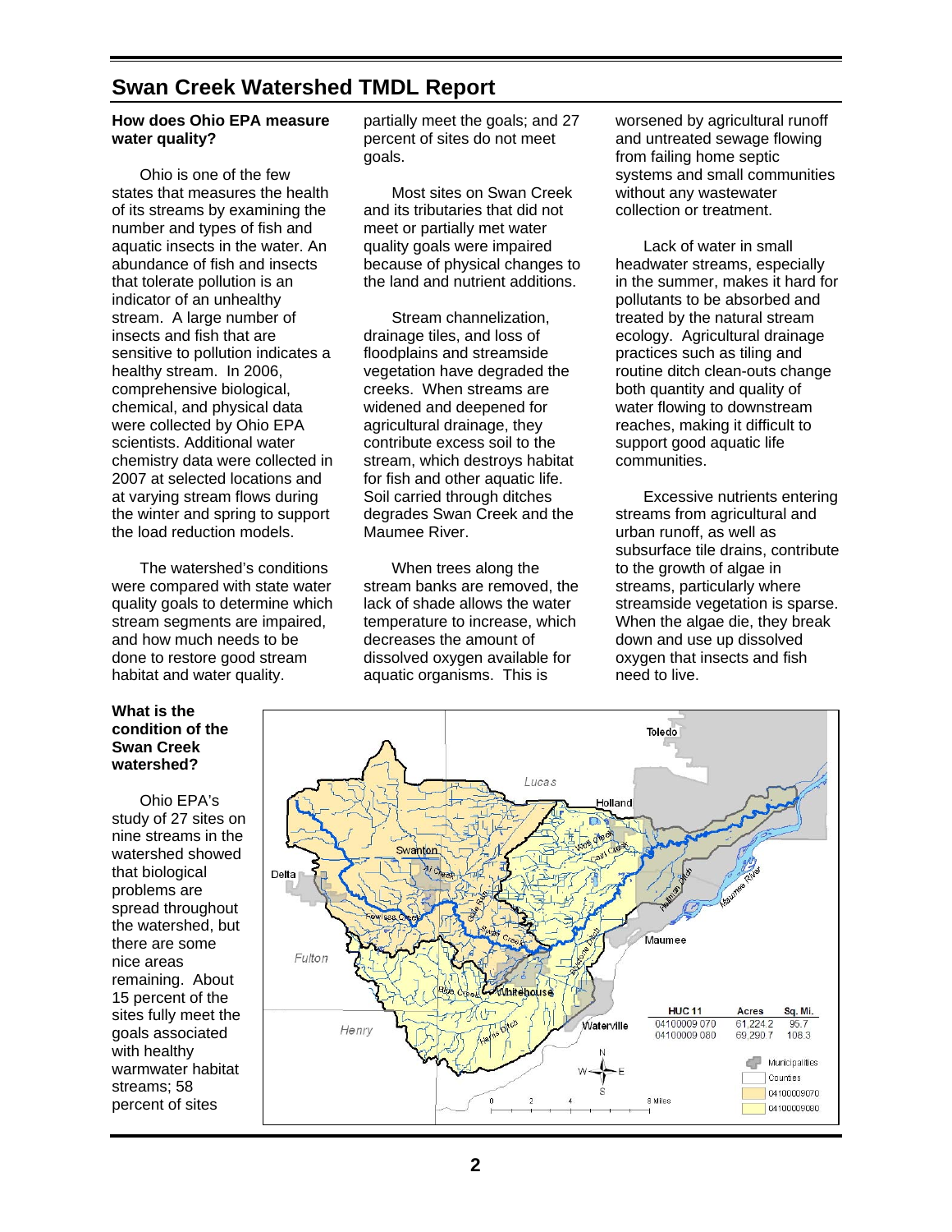### How does Ohio EPA measure water quality?

Ohio is one of the few states that measures the health of its streams by examining the number and types of fish and aquatic insects in the water. An abundance of fish and insects that tolerate pollution is an indicator of an unhealthy stream. A large number of insects and fish that are sensitive to pollution indicates a healthy stream. In 2006, comprehensive biological, chemical, and physical data were collected by Ohio EPA scientists. Additional water chemistry data were collected in 2007 at selected locations and at varying stream flows during the winter and spring to support the load reduction models.

The watershed's conditions were compared with state water quality goals to determine which stream segments are impaired, and how much needs to be done to restore good stream habitat and water quality.

### What is the condition of the Swan Creek watershed?

Ohio EPA's study of 27 sites on nine streams in the watershed showed that biological problems are spread throughout the watershed, but there are some nice areas remaining. About 15 percent of the sites fully meet the goals associated with healthy warmwater habitat streams; 58 percent of sites partially meet the goals; and 27 percent of sites do not meet goals.

Most sites on Swan Creek and its tributaries that did not meet or partially met water quality goals were impaired because of physical changes to the land and nutrient additions.

Stream channelization, drainage tiles, and loss of floodplains and streamside vegetation have degraded the creeks. When streams are widened and deepened for agricultural drainage, they contribute excess soil to the stream, which destroys habitat for fish and other aquatic life. Soil carried through ditches degrades Swan Creek and the Maumee River.

When trees along the stream banks are removed, the lack of shade allows the water temperature to increase, which decreases the amount of dissolved oxygen available for aquatic organisms. This is worsened by agricultural runoff and untreated sewage flowing from failing home septic systems and small communities without any wastewater collection or treatment.

Lack of water in small headwater streams, especially in the summer, makes it hard for pollutants to be absorbed and treated by the natural stream ecology. Agricultural drainage practices such as tiling and routine ditch clean-outs change both quantity and quality of water flowing to downstream reaches, making it difficult to support good aquatic life communities.

Excessive nutrients entering streams from agricultural and urban runoff, as well as subsurface tile drains, contribute to the growth of algae in streams, particularly where streamside vegetation is sparse. When the algae die, they break down and use up dissolved oxygen that insects and fish need to live.

Toledo
Lucas
Holland
Swanton
Delta
Fulton
Maumee
Whitehouse
Waterville
Henry
Maumee River

HUC 11 | Acres | Sq. Mi.
04100009 070 | 61,224.2 | 95.7
04100009 080 | 69,290.7 | 108.3

Municipalities
Counties
04100009070
04100009080

0 2 4 8 Miles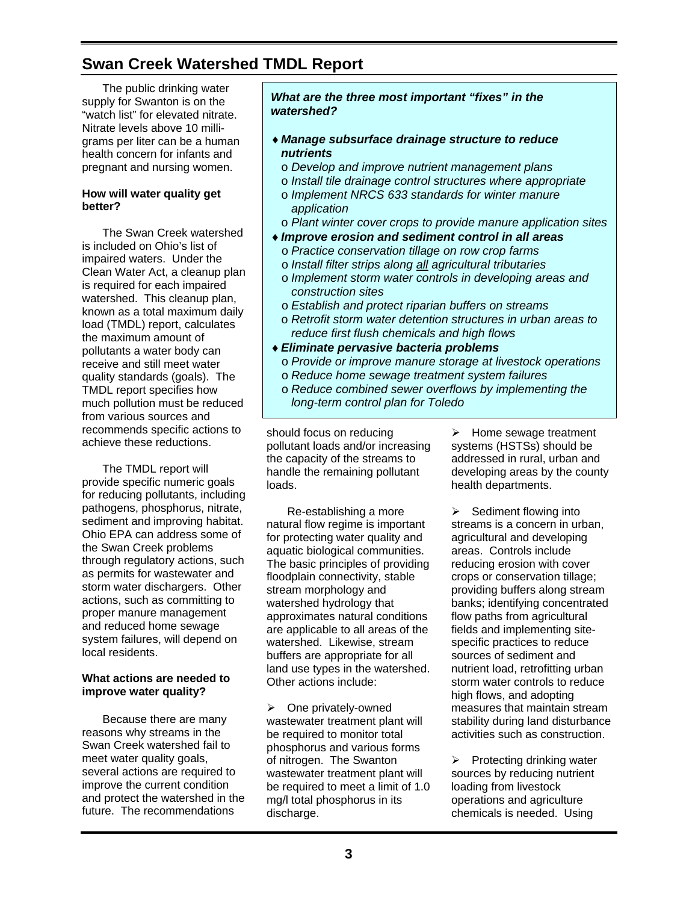The public drinking water supply for Swanton is on the "watch list" for elevated nitrate. Nitrate levels above 10 milli-grams per liter can be a human health concern for infants and pregnant and nursing women.

> ***What are the three most important "fixes" in the watershed?***
>
> - ***Manage subsurface drainage structure to reduce nutrients***
>   - *Develop and improve nutrient management plans*
>   - *Install tile drainage control structures where appropriate*
>   - *Implement NRCS 633 standards for winter manure application*
>   - *Plant winter cover crops to provide manure application sites*
> - ***Improve erosion and sediment control in all areas***
>   - *Practice conservation tillage on row crop farms*
>   - *Install filter strips along <u>all</u> agricultural tributaries*
>   - *Implement storm water controls in developing areas and construction sites*
>   - *Establish and protect riparian buffers on streams*
>   - *Retrofit storm water detention structures in urban areas to reduce first flush chemicals and high flows*
> - ***Eliminate pervasive bacteria problems***
>   - *Provide or improve manure storage at livestock operations*
>   - *Reduce home sewage treatment system failures*
>   - *Reduce combined sewer overflows by implementing the long-term control plan for Toledo*

**How will water quality get better?**

The Swan Creek watershed is included on Ohio's list of impaired waters. Under the Clean Water Act, a cleanup plan is required for each impaired watershed. This cleanup plan, known as a total maximum daily load (TMDL) report, calculates the maximum amount of pollutants a water body can receive and still meet water quality standards (goals). The TMDL report specifies how much pollution must be reduced from various sources and recommends specific actions to achieve these reductions.

The TMDL report will provide specific numeric goals for reducing pollutants, including pathogens, phosphorus, nitrate, sediment and improving habitat. Ohio EPA can address some of the Swan Creek problems through regulatory actions, such as permits for wastewater and storm water dischargers. Other actions, such as committing to proper manure management and reduced home sewage system failures, will depend on local residents.

**What actions are needed to improve water quality?**

Because there are many reasons why streams in the Swan Creek watershed fail to meet water quality goals, several actions are required to improve the current condition and protect the watershed in the future. The recommendations should focus on reducing pollutant loads and/or increasing the capacity of the streams to handle the remaining pollutant loads.

Re-establishing a more natural flow regime is important for protecting water quality and aquatic biological communities. The basic principles of providing floodplain connectivity, stable stream morphology and watershed hydrology that approximates natural conditions are applicable to all areas of the watershed. Likewise, stream buffers are appropriate for all land use types in the watershed. Other actions include:

- One privately-owned wastewater treatment plant will be required to monitor total phosphorus and various forms of nitrogen. The Swanton wastewater treatment plant will be required to meet a limit of 1.0 mg/l total phosphorus in its discharge.

- Home sewage treatment systems (HSTSs) should be addressed in rural, urban and developing areas by the county health departments.

- Sediment flowing into streams is a concern in urban, agricultural and developing areas. Controls include reducing erosion with cover crops or conservation tillage; providing buffers along stream banks; identifying concentrated flow paths from agricultural fields and implementing site-specific practices to reduce sources of sediment and nutrient load, retrofitting urban storm water controls to reduce high flows, and adopting measures that maintain stream stability during land disturbance activities such as construction.

- Protecting drinking water sources by reducing nutrient loading from livestock operations and agriculture chemicals is needed. Using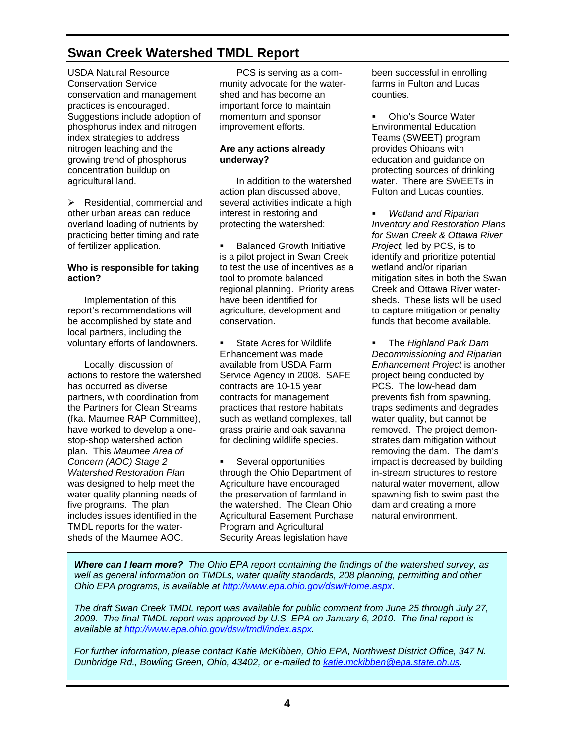## Swan Creek Watershed TMDL Report

USDA Natural Resource Conservation Service conservation and management practices is encouraged. Suggestions include adoption of phosphorus index and nitrogen index strategies to address nitrogen leaching and the growing trend of phosphorus concentration buildup on agricultural land.

- Residential, commercial and other urban areas can reduce overland loading of nutrients by practicing better timing and rate of fertilizer application.

**Who is responsible for taking action?**

Implementation of this report's recommendations will be accomplished by state and local partners, including the voluntary efforts of landowners.

Locally, discussion of actions to restore the watershed has occurred as diverse partners, with coordination from the Partners for Clean Streams (fka. Maumee RAP Committee), have worked to develop a one-stop-shop watershed action plan. This *Maumee Area of Concern (AOC) Stage 2 Watershed Restoration Plan* was designed to help meet the water quality planning needs of five programs. The plan includes issues identified in the TMDL reports for the watersheds of the Maumee AOC.

PCS is serving as a community advocate for the watershed and has become an important force to maintain momentum and sponsor improvement efforts.

**Are any actions already underway?**

In addition to the watershed action plan discussed above, several activities indicate a high interest in restoring and protecting the watershed:

- Balanced Growth Initiative is a pilot project in Swan Creek to test the use of incentives as a tool to promote balanced regional planning. Priority areas have been identified for agriculture, development and conservation.
- State Acres for Wildlife Enhancement was made available from USDA Farm Service Agency in 2008. SAFE contracts are 10-15 year contracts for management practices that restore habitats such as wetland complexes, tall grass prairie and oak savanna for declining wildlife species.
- Several opportunities through the Ohio Department of Agriculture have encouraged the preservation of farmland in the watershed. The Clean Ohio Agricultural Easement Purchase Program and Agricultural Security Areas legislation have been successful in enrolling farms in Fulton and Lucas counties.
- Ohio's Source Water Environmental Education Teams (SWEET) program provides Ohioans with education and guidance on protecting sources of drinking water. There are SWEETs in Fulton and Lucas counties.
- *Wetland and Riparian Inventory and Restoration Plans for Swan Creek & Ottawa River Project,* led by PCS, is to identify and prioritize potential wetland and/or riparian mitigation sites in both the Swan Creek and Ottawa River watersheds. These lists will be used to capture mitigation or penalty funds that become available.
- The *Highland Park Dam Decommissioning and Riparian Enhancement Project* is another project being conducted by PCS. The low-head dam prevents fish from spawning, traps sediments and degrades water quality, but cannot be removed. The project demonstrates dam mitigation without removing the dam. The dam's impact is decreased by building in-stream structures to restore natural water movement, allow spawning fish to swim past the dam and creating a more natural environment.

***Where can I learn more?*** *The Ohio EPA report containing the findings of the watershed survey, as well as general information on TMDLs, water quality standards, 208 planning, permitting and other Ohio EPA programs, is available at http://www.epa.ohio.gov/dsw/Home.aspx.*

*The draft Swan Creek TMDL report was available for public comment from June 25 through July 27, 2009. The final TMDL report was approved by U.S. EPA on January 6, 2010. The final report is available at http://www.epa.ohio.gov/dsw/tmdl/index.aspx.*

*For further information, please contact Katie McKibben, Ohio EPA, Northwest District Office, 347 N. Dunbridge Rd., Bowling Green, Ohio, 43402, or e-mailed to katie.mckibben@epa.state.oh.us.*